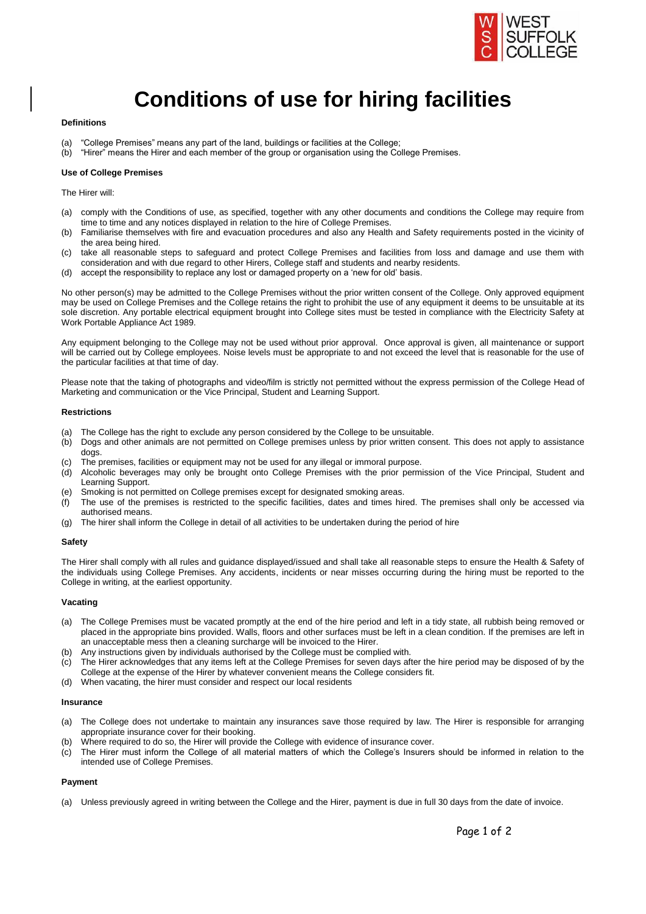# Conditions of use for hiring facilities

### Definitions

(a) "College Premises" means any part of the land, buildings or facilities at the College;
(b) "Hirer" means the Hirer and each member of the group or organisation using the College Premises.

### Use of College Premises

The Hirer will:

(a) comply with the Conditions of use, as specified, together with any other documents and conditions the College may require from time to time and any notices displayed in relation to the hire of College Premises.
(b) Familiarise themselves with fire and evacuation procedures and also any Health and Safety requirements posted in the vicinity of the area being hired.
(c) take all reasonable steps to safeguard and protect College Premises and facilities from loss and damage and use them with consideration and with due regard to other Hirers, College staff and students and nearby residents.
(d) accept the responsibility to replace any lost or damaged property on a 'new for old' basis.

No other person(s) may be admitted to the College Premises without the prior written consent of the College. Only approved equipment may be used on College Premises and the College retains the right to prohibit the use of any equipment it deems to be unsuitable at its sole discretion. Any portable electrical equipment brought into College sites must be tested in compliance with the Electricity Safety at Work Portable Appliance Act 1989.

Any equipment belonging to the College may not be used without prior approval. Once approval is given, all maintenance or support will be carried out by College employees. Noise levels must be appropriate to and not exceed the level that is reasonable for the use of the particular facilities at that time of day.

Please note that the taking of photographs and video/film is strictly not permitted without the express permission of the College Head of Marketing and communication or the Vice Principal, Student and Learning Support.

### Restrictions

(a) The College has the right to exclude any person considered by the College to be unsuitable.
(b) Dogs and other animals are not permitted on College premises unless by prior written consent. This does not apply to assistance dogs.
(c) The premises, facilities or equipment may not be used for any illegal or immoral purpose.
(d) Alcoholic beverages may only be brought onto College Premises with the prior permission of the Vice Principal, Student and Learning Support.
(e) Smoking is not permitted on College premises except for designated smoking areas.
(f) The use of the premises is restricted to the specific facilities, dates and times hired. The premises shall only be accessed via authorised means.
(g) The hirer shall inform the College in detail of all activities to be undertaken during the period of hire

### Safety

The Hirer shall comply with all rules and guidance displayed/issued and shall take all reasonable steps to ensure the Health & Safety of the individuals using College Premises. Any accidents, incidents or near misses occurring during the hiring must be reported to the College in writing, at the earliest opportunity.

### Vacating

(a) The College Premises must be vacated promptly at the end of the hire period and left in a tidy state, all rubbish being removed or placed in the appropriate bins provided. Walls, floors and other surfaces must be left in a clean condition. If the premises are left in an unacceptable mess then a cleaning surcharge will be invoiced to the Hirer.
(b) Any instructions given by individuals authorised by the College must be complied with.
(c) The Hirer acknowledges that any items left at the College Premises for seven days after the hire period may be disposed of by the College at the expense of the Hirer by whatever convenient means the College considers fit.
(d) When vacating, the hirer must consider and respect our local residents

### Insurance

(a) The College does not undertake to maintain any insurances save those required by law. The Hirer is responsible for arranging appropriate insurance cover for their booking.
(b) Where required to do so, the Hirer will provide the College with evidence of insurance cover.
(c) The Hirer must inform the College of all material matters of which the College's Insurers should be informed in relation to the intended use of College Premises.

### Payment

(a) Unless previously agreed in writing between the College and the Hirer, payment is due in full 30 days from the date of invoice.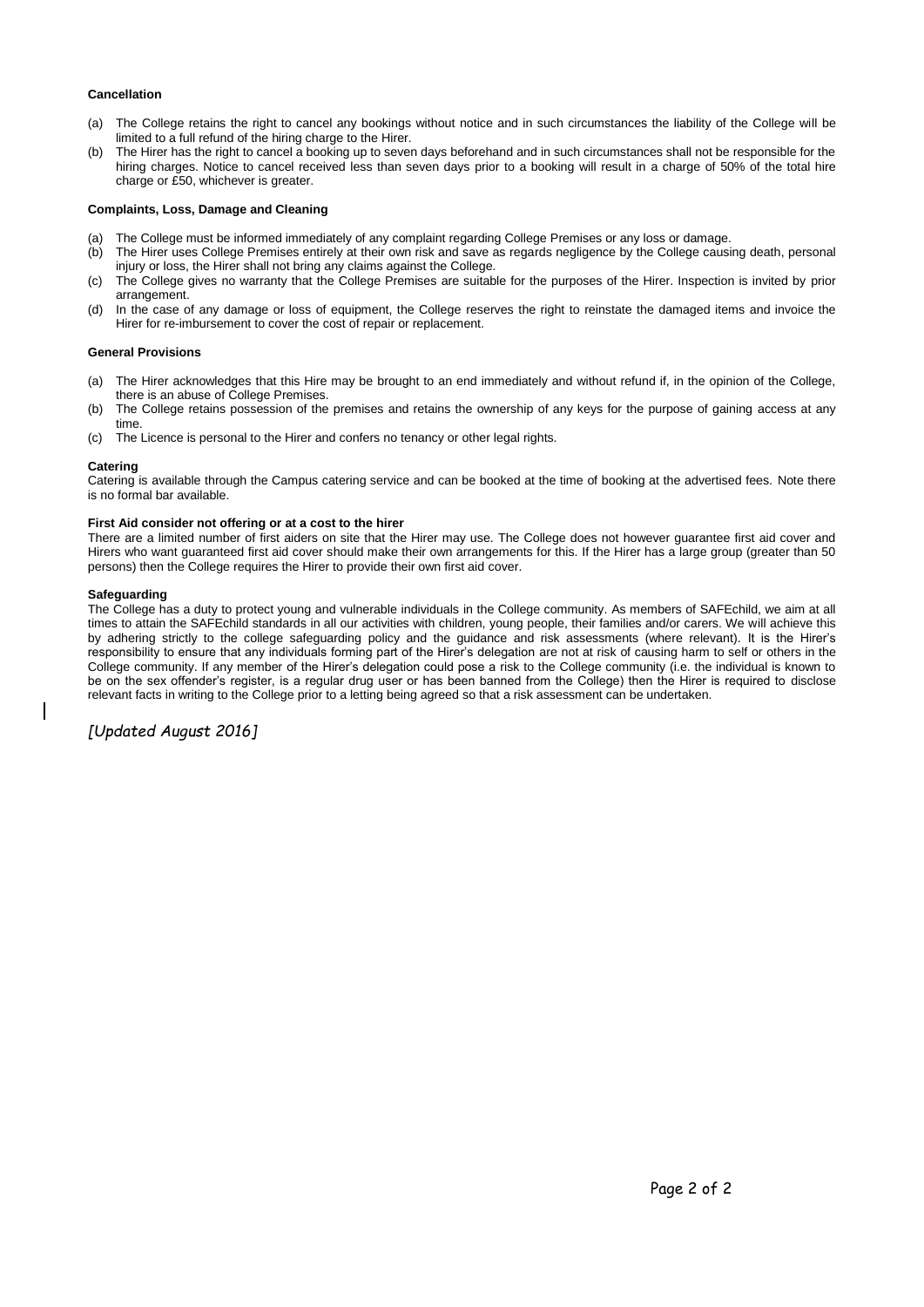**Cancellation**

(a) The College retains the right to cancel any bookings without notice and in such circumstances the liability of the College will be limited to a full refund of the hiring charge to the Hirer.
(b) The Hirer has the right to cancel a booking up to seven days beforehand and in such circumstances shall not be responsible for the hiring charges. Notice to cancel received less than seven days prior to a booking will result in a charge of 50% of the total hire charge or £50, whichever is greater.

**Complaints, Loss, Damage and Cleaning**

(a) The College must be informed immediately of any complaint regarding College Premises or any loss or damage.
(b) The Hirer uses College Premises entirely at their own risk and save as regards negligence by the College causing death, personal injury or loss, the Hirer shall not bring any claims against the College.
(c) The College gives no warranty that the College Premises are suitable for the purposes of the Hirer. Inspection is invited by prior arrangement.
(d) In the case of any damage or loss of equipment, the College reserves the right to reinstate the damaged items and invoice the Hirer for re-imbursement to cover the cost of repair or replacement.

**General Provisions**

(a) The Hirer acknowledges that this Hire may be brought to an end immediately and without refund if, in the opinion of the College, there is an abuse of College Premises.
(b) The College retains possession of the premises and retains the ownership of any keys for the purpose of gaining access at any time.
(c) The Licence is personal to the Hirer and confers no tenancy or other legal rights.

**Catering**

Catering is available through the Campus catering service and can be booked at the time of booking at the advertised fees. Note there is no formal bar available.

**First Aid consider not offering or at a cost to the hirer**

There are a limited number of first aiders on site that the Hirer may use. The College does not however guarantee first aid cover and Hirers who want guaranteed first aid cover should make their own arrangements for this. If the Hirer has a large group (greater than 50 persons) then the College requires the Hirer to provide their own first aid cover.

**Safeguarding**

The College has a duty to protect young and vulnerable individuals in the College community. As members of SAFEchild, we aim at all times to attain the SAFEchild standards in all our activities with children, young people, their families and/or carers. We will achieve this by adhering strictly to the college safeguarding policy and the guidance and risk assessments (where relevant). It is the Hirer's responsibility to ensure that any individuals forming part of the Hirer's delegation are not at risk of causing harm to self or others in the College community. If any member of the Hirer's delegation could pose a risk to the College community (i.e. the individual is known to be on the sex offender's register, is a regular drug user or has been banned from the College) then the Hirer is required to disclose relevant facts in writing to the College prior to a letting being agreed so that a risk assessment can be undertaken.

*[Updated August 2016]*